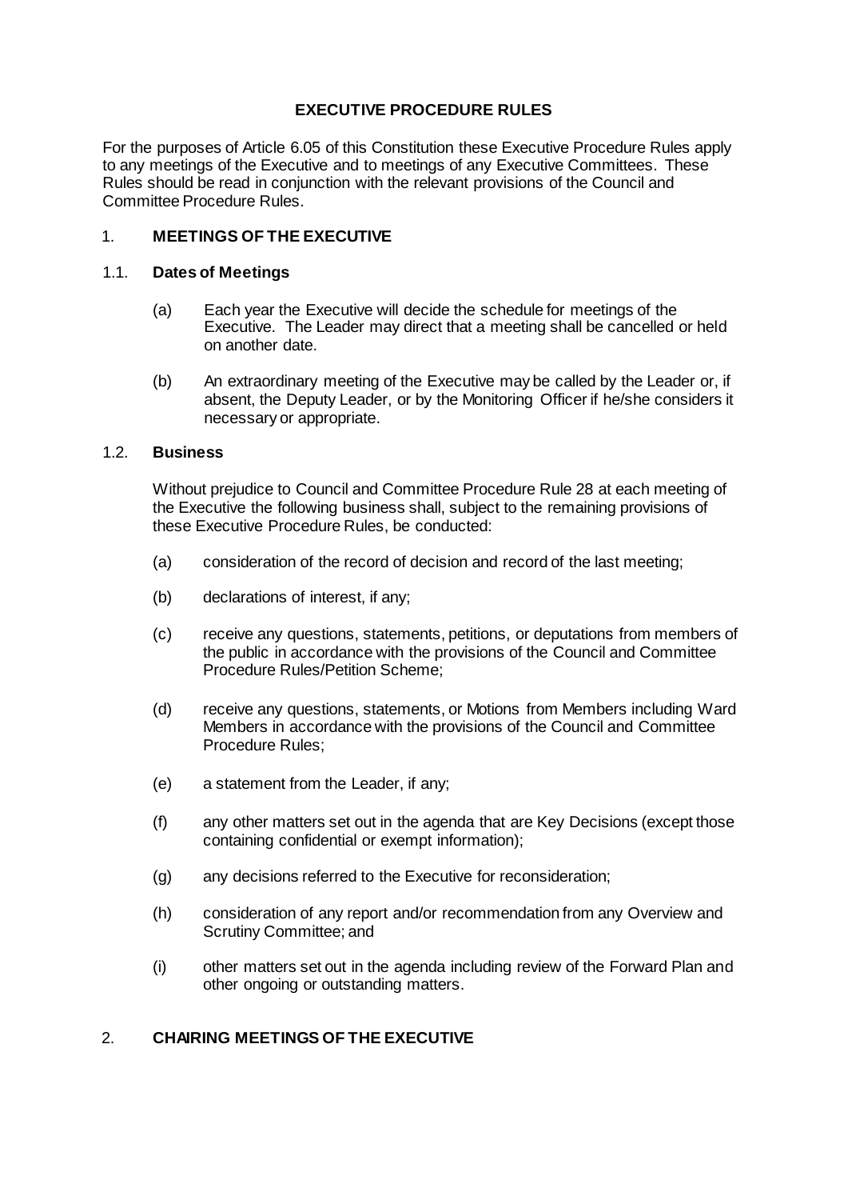# EXECUTIVE PROCEDURE RULES

For the purposes of Article 6.05 of this Constitution these Executive Procedure Rules apply to any meetings of the Executive and to meetings of any Executive Committees. These Rules should be read in conjunction with the relevant provisions of the Council and Committee Procedure Rules.

## 1. MEETINGS OF THE EXECUTIVE

### 1.1. Dates of Meetings

(a) Each year the Executive will decide the schedule for meetings of the Executive. The Leader may direct that a meeting shall be cancelled or held on another date.

(b) An extraordinary meeting of the Executive may be called by the Leader or, if absent, the Deputy Leader, or by the Monitoring Officer if he/she considers it necessary or appropriate.

### 1.2. Business

Without prejudice to Council and Committee Procedure Rule 28 at each meeting of the Executive the following business shall, subject to the remaining provisions of these Executive Procedure Rules, be conducted:

(a) consideration of the record of decision and record of the last meeting;

(b) declarations of interest, if any;

(c) receive any questions, statements, petitions, or deputations from members of the public in accordance with the provisions of the Council and Committee Procedure Rules/Petition Scheme;

(d) receive any questions, statements, or Motions from Members including Ward Members in accordance with the provisions of the Council and Committee Procedure Rules;

(e) a statement from the Leader, if any;

(f) any other matters set out in the agenda that are Key Decisions (except those containing confidential or exempt information);

(g) any decisions referred to the Executive for reconsideration;

(h) consideration of any report and/or recommendation from any Overview and Scrutiny Committee; and

(i) other matters set out in the agenda including review of the Forward Plan and other ongoing or outstanding matters.

## 2. CHAIRING MEETINGS OF THE EXECUTIVE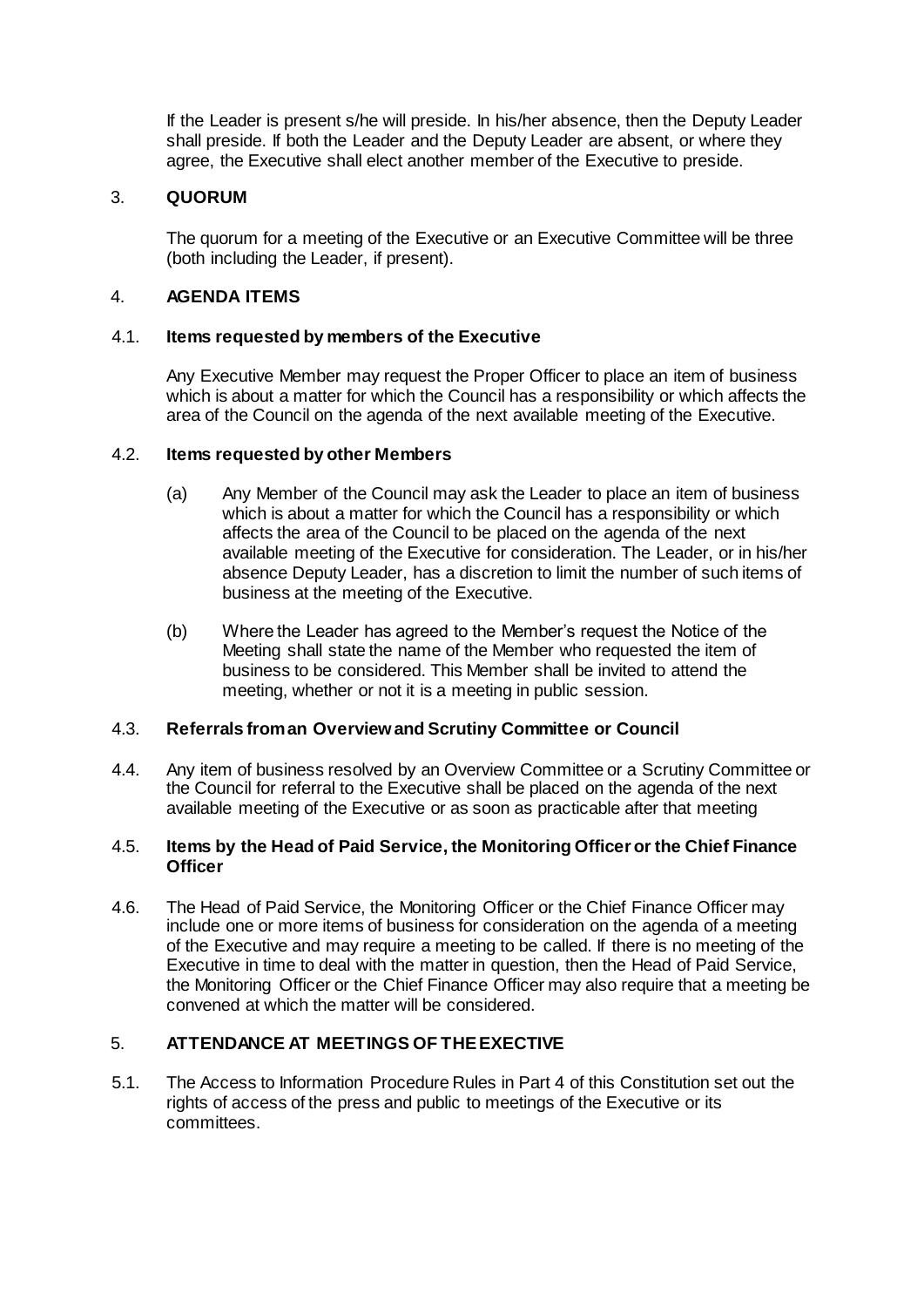If the Leader is present s/he will preside. In his/her absence, then the Deputy Leader shall preside. If both the Leader and the Deputy Leader are absent, or where they agree, the Executive shall elect another member of the Executive to preside.

## 3. QUORUM

The quorum for a meeting of the Executive or an Executive Committee will be three (both including the Leader, if present).

## 4. AGENDA ITEMS

### 4.1. Items requested by members of the Executive

Any Executive Member may request the Proper Officer to place an item of business which is about a matter for which the Council has a responsibility or which affects the area of the Council on the agenda of the next available meeting of the Executive.

### 4.2. Items requested by other Members

(a) Any Member of the Council may ask the Leader to place an item of business which is about a matter for which the Council has a responsibility or which affects the area of the Council to be placed on the agenda of the next available meeting of the Executive for consideration. The Leader, or in his/her absence Deputy Leader, has a discretion to limit the number of such items of business at the meeting of the Executive.

(b) Where the Leader has agreed to the Member's request the Notice of the Meeting shall state the name of the Member who requested the item of business to be considered. This Member shall be invited to attend the meeting, whether or not it is a meeting in public session.

### 4.3. Referrals from an Overview and Scrutiny Committee or Council

4.4. Any item of business resolved by an Overview Committee or a Scrutiny Committee or the Council for referral to the Executive shall be placed on the agenda of the next available meeting of the Executive or as soon as practicable after that meeting

### 4.5. Items by the Head of Paid Service, the Monitoring Officer or the Chief Finance Officer

4.6. The Head of Paid Service, the Monitoring Officer or the Chief Finance Officer may include one or more items of business for consideration on the agenda of a meeting of the Executive and may require a meeting to be called. If there is no meeting of the Executive in time to deal with the matter in question, then the Head of Paid Service, the Monitoring Officer or the Chief Finance Officer may also require that a meeting be convened at which the matter will be considered.

## 5. ATTENDANCE AT MEETINGS OF THE EXECTIVE

5.1. The Access to Information Procedure Rules in Part 4 of this Constitution set out the rights of access of the press and public to meetings of the Executive or its committees.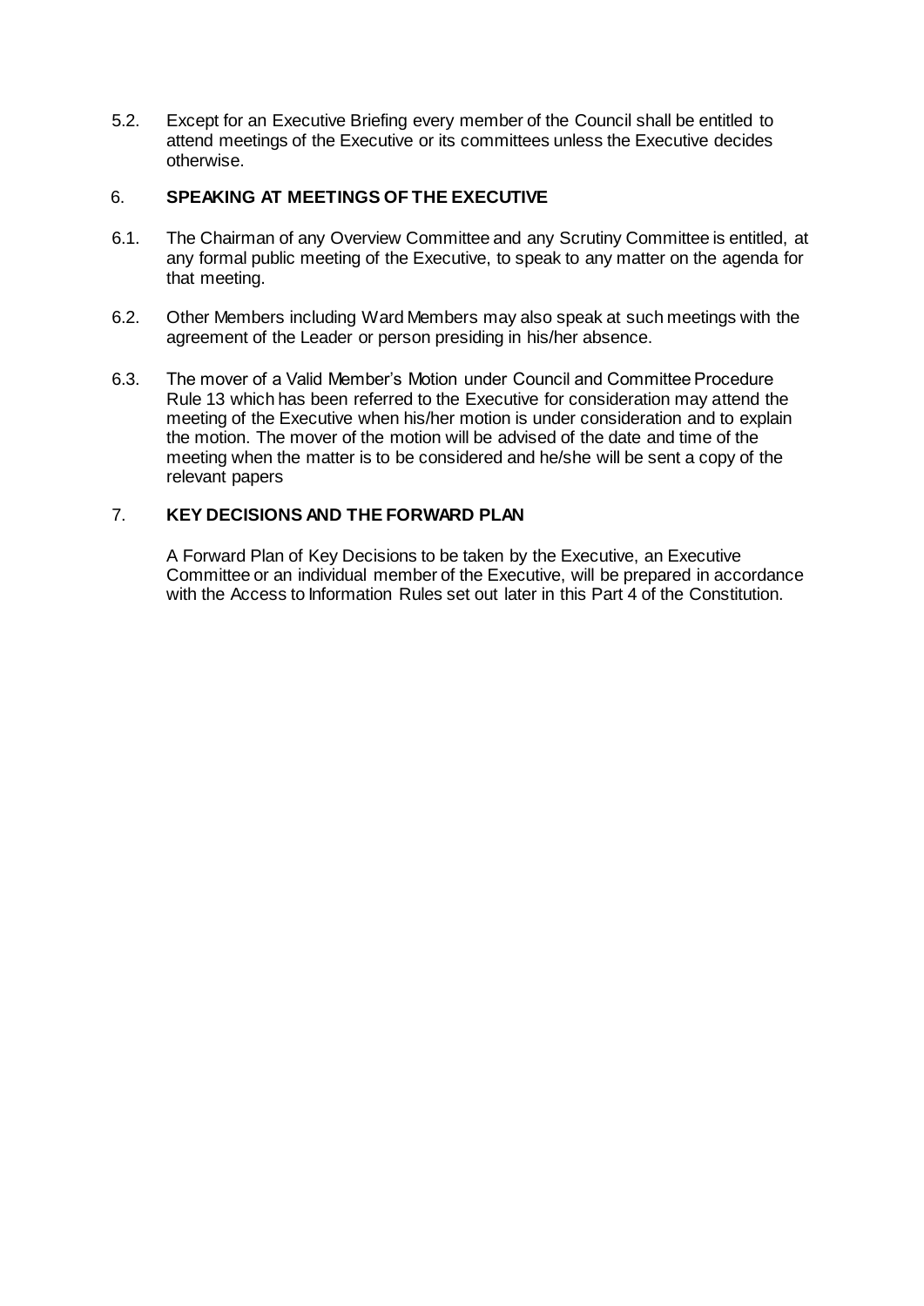5.2. Except for an Executive Briefing every member of the Council shall be entitled to attend meetings of the Executive or its committees unless the Executive decides otherwise.

## 6. SPEAKING AT MEETINGS OF THE EXECUTIVE

6.1. The Chairman of any Overview Committee and any Scrutiny Committee is entitled, at any formal public meeting of the Executive, to speak to any matter on the agenda for that meeting.

6.2. Other Members including Ward Members may also speak at such meetings with the agreement of the Leader or person presiding in his/her absence.

6.3. The mover of a Valid Member's Motion under Council and Committee Procedure Rule 13 which has been referred to the Executive for consideration may attend the meeting of the Executive when his/her motion is under consideration and to explain the motion. The mover of the motion will be advised of the date and time of the meeting when the matter is to be considered and he/she will be sent a copy of the relevant papers

## 7. KEY DECISIONS AND THE FORWARD PLAN

A Forward Plan of Key Decisions to be taken by the Executive, an Executive Committee or an individual member of the Executive, will be prepared in accordance with the Access to Information Rules set out later in this Part 4 of the Constitution.